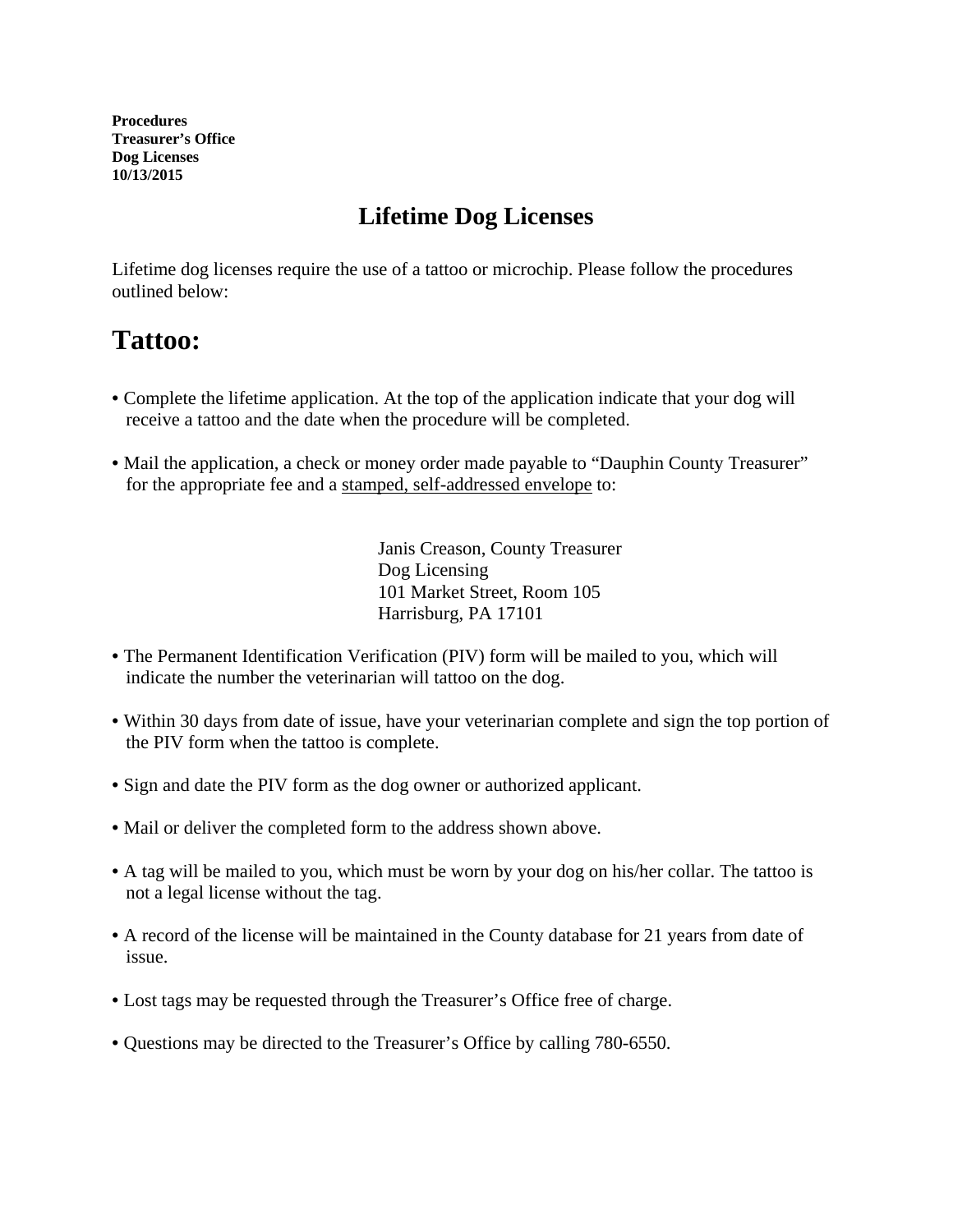**Procedures**
**Treasurer's Office**
**Dog Licenses**
**10/13/2015**

# Lifetime Dog Licenses

Lifetime dog licenses require the use of a tattoo or microchip. Please follow the procedures outlined below:

## Tattoo:

- Complete the lifetime application. At the top of the application indicate that your dog will receive a tattoo and the date when the procedure will be completed.

- Mail the application, a check or money order made payable to "Dauphin County Treasurer" for the appropriate fee and a <u>stamped, self-addressed envelope</u> to:

  Janis Creason, County Treasurer
  Dog Licensing
  101 Market Street, Room 105
  Harrisburg, PA 17101

- The Permanent Identification Verification (PIV) form will be mailed to you, which will indicate the number the veterinarian will tattoo on the dog.

- Within 30 days from date of issue, have your veterinarian complete and sign the top portion of the PIV form when the tattoo is complete.

- Sign and date the PIV form as the dog owner or authorized applicant.

- Mail or deliver the completed form to the address shown above.

- A tag will be mailed to you, which must be worn by your dog on his/her collar. The tattoo is not a legal license without the tag.

- A record of the license will be maintained in the County database for 21 years from date of issue.

- Lost tags may be requested through the Treasurer's Office free of charge.

- Questions may be directed to the Treasurer's Office by calling 780-6550.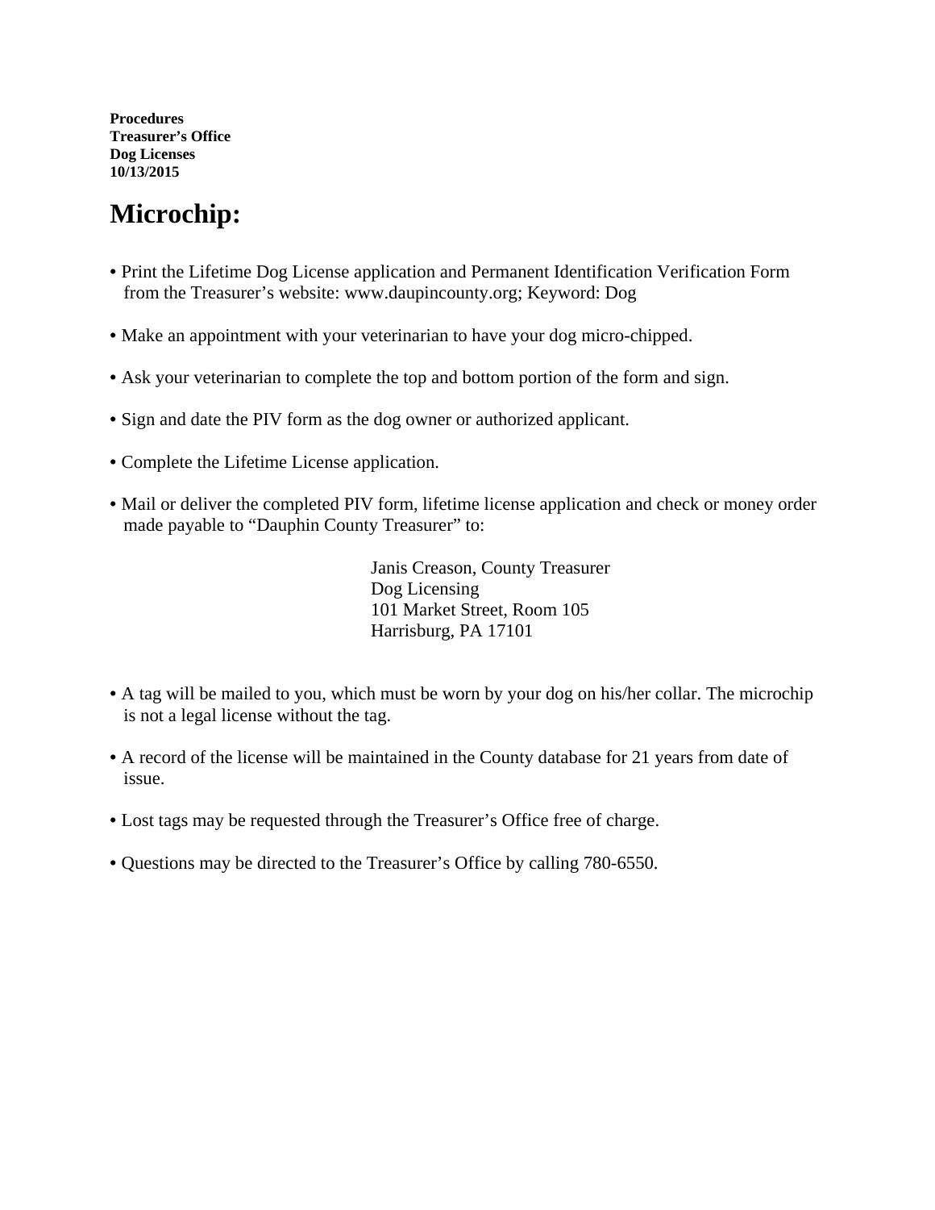**Procedures**
**Treasurer's Office**
**Dog Licenses**
**10/13/2015**

# Microchip:

- Print the Lifetime Dog License application and Permanent Identification Verification Form from the Treasurer's website: www.daupincounty.org; Keyword: Dog

- Make an appointment with your veterinarian to have your dog micro-chipped.

- Ask your veterinarian to complete the top and bottom portion of the form and sign.

- Sign and date the PIV form as the dog owner or authorized applicant.

- Complete the Lifetime License application.

- Mail or deliver the completed PIV form, lifetime license application and check or money order made payable to "Dauphin County Treasurer" to:

  Janis Creason, County Treasurer
  Dog Licensing
  101 Market Street, Room 105
  Harrisburg, PA 17101

- A tag will be mailed to you, which must be worn by your dog on his/her collar. The microchip is not a legal license without the tag.

- A record of the license will be maintained in the County database for 21 years from date of issue.

- Lost tags may be requested through the Treasurer's Office free of charge.

- Questions may be directed to the Treasurer's Office by calling 780-6550.